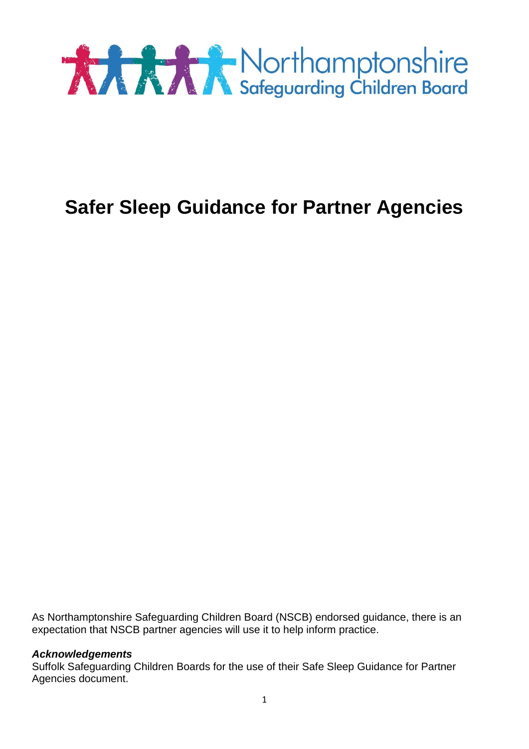Northamptonshire Safeguarding Children Board

# Safer Sleep Guidance for Partner Agencies

As Northamptonshire Safeguarding Children Board (NSCB) endorsed guidance, there is an expectation that NSCB partner agencies will use it to help inform practice.

***Acknowledgements***

Suffolk Safeguarding Children Boards for the use of their Safe Sleep Guidance for Partner Agencies document.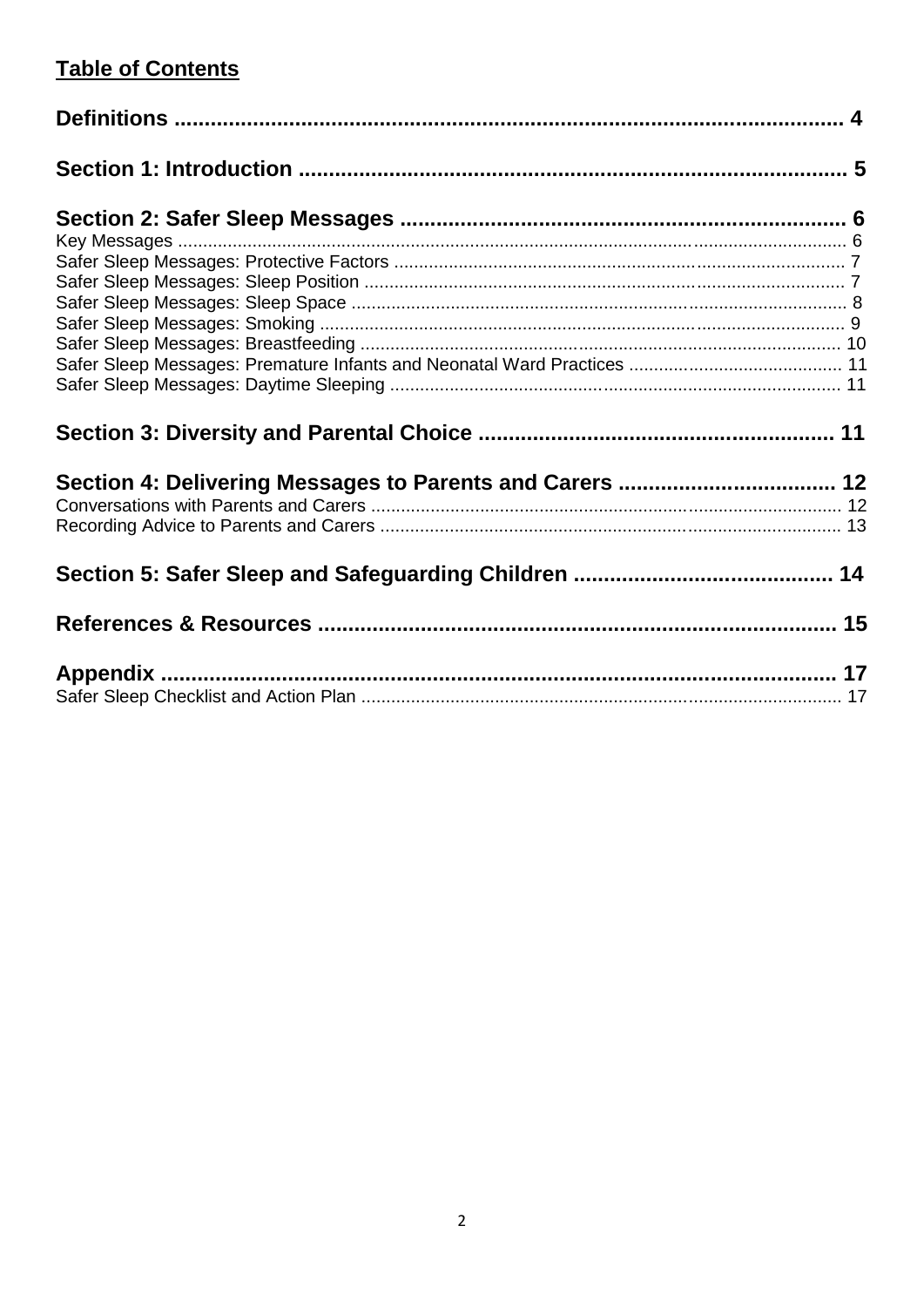## Table of Contents

**Definitions** .......... **4**

**Section 1: Introduction** .......... **5**

**Section 2: Safer Sleep Messages** .......... **6**

Key Messages .......... 6
Safer Sleep Messages: Protective Factors .......... 7
Safer Sleep Messages: Sleep Position .......... 7
Safer Sleep Messages: Sleep Space .......... 8
Safer Sleep Messages: Smoking .......... 9
Safer Sleep Messages: Breastfeeding .......... 10
Safer Sleep Messages: Premature Infants and Neonatal Ward Practices .......... 11
Safer Sleep Messages: Daytime Sleeping .......... 11

**Section 3: Diversity and Parental Choice** .......... **11**

**Section 4: Delivering Messages to Parents and Carers** .......... **12**

Conversations with Parents and Carers .......... 12
Recording Advice to Parents and Carers .......... 13

**Section 5: Safer Sleep and Safeguarding Children** .......... **14**

**References & Resources** .......... **15**

**Appendix** .......... **17**

Safer Sleep Checklist and Action Plan .......... 17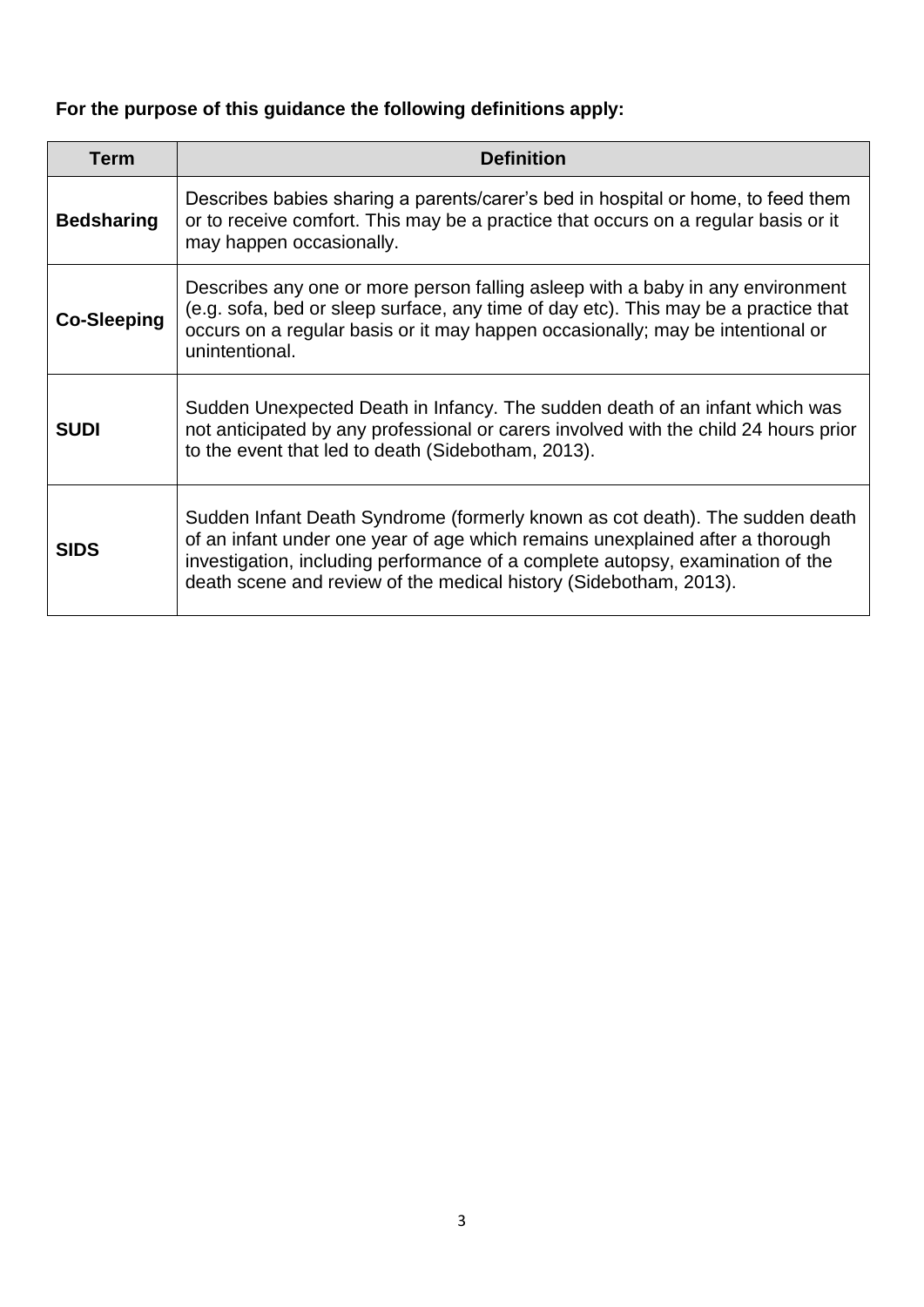**For the purpose of this guidance the following definitions apply:**

| Term | Definition |
|---|---|
| **Bedsharing** | Describes babies sharing a parents/carer's bed in hospital or home, to feed them or to receive comfort. This may be a practice that occurs on a regular basis or it may happen occasionally. |
| **Co-Sleeping** | Describes any one or more person falling asleep with a baby in any environment (e.g. sofa, bed or sleep surface, any time of day etc). This may be a practice that occurs on a regular basis or it may happen occasionally; may be intentional or unintentional. |
| **SUDI** | Sudden Unexpected Death in Infancy. The sudden death of an infant which was not anticipated by any professional or carers involved with the child 24 hours prior to the event that led to death (Sidebotham, 2013). |
| **SIDS** | Sudden Infant Death Syndrome (formerly known as cot death). The sudden death of an infant under one year of age which remains unexplained after a thorough investigation, including performance of a complete autopsy, examination of the death scene and review of the medical history (Sidebotham, 2013). |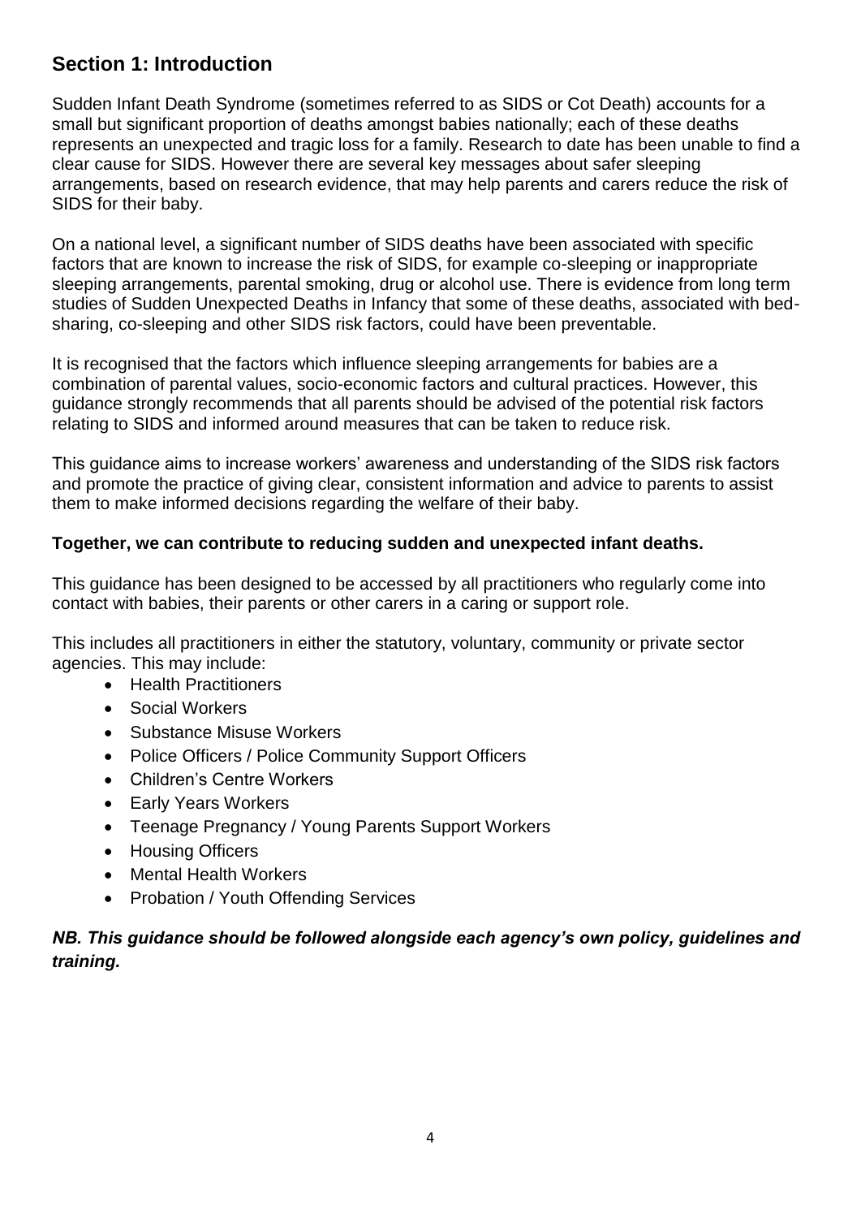## Section 1: Introduction

Sudden Infant Death Syndrome (sometimes referred to as SIDS or Cot Death) accounts for a small but significant proportion of deaths amongst babies nationally; each of these deaths represents an unexpected and tragic loss for a family. Research to date has been unable to find a clear cause for SIDS. However there are several key messages about safer sleeping arrangements, based on research evidence, that may help parents and carers reduce the risk of SIDS for their baby.

On a national level, a significant number of SIDS deaths have been associated with specific factors that are known to increase the risk of SIDS, for example co-sleeping or inappropriate sleeping arrangements, parental smoking, drug or alcohol use. There is evidence from long term studies of Sudden Unexpected Deaths in Infancy that some of these deaths, associated with bed-sharing, co-sleeping and other SIDS risk factors, could have been preventable.

It is recognised that the factors which influence sleeping arrangements for babies are a combination of parental values, socio-economic factors and cultural practices. However, this guidance strongly recommends that all parents should be advised of the potential risk factors relating to SIDS and informed around measures that can be taken to reduce risk.

This guidance aims to increase workers' awareness and understanding of the SIDS risk factors and promote the practice of giving clear, consistent information and advice to parents to assist them to make informed decisions regarding the welfare of their baby.

**Together, we can contribute to reducing sudden and unexpected infant deaths.**

This guidance has been designed to be accessed by all practitioners who regularly come into contact with babies, their parents or other carers in a caring or support role.

This includes all practitioners in either the statutory, voluntary, community or private sector agencies. This may include:

- Health Practitioners
- Social Workers
- Substance Misuse Workers
- Police Officers / Police Community Support Officers
- Children's Centre Workers
- Early Years Workers
- Teenage Pregnancy / Young Parents Support Workers
- Housing Officers
- Mental Health Workers
- Probation / Youth Offending Services

***NB. This guidance should be followed alongside each agency's own policy, guidelines and training.***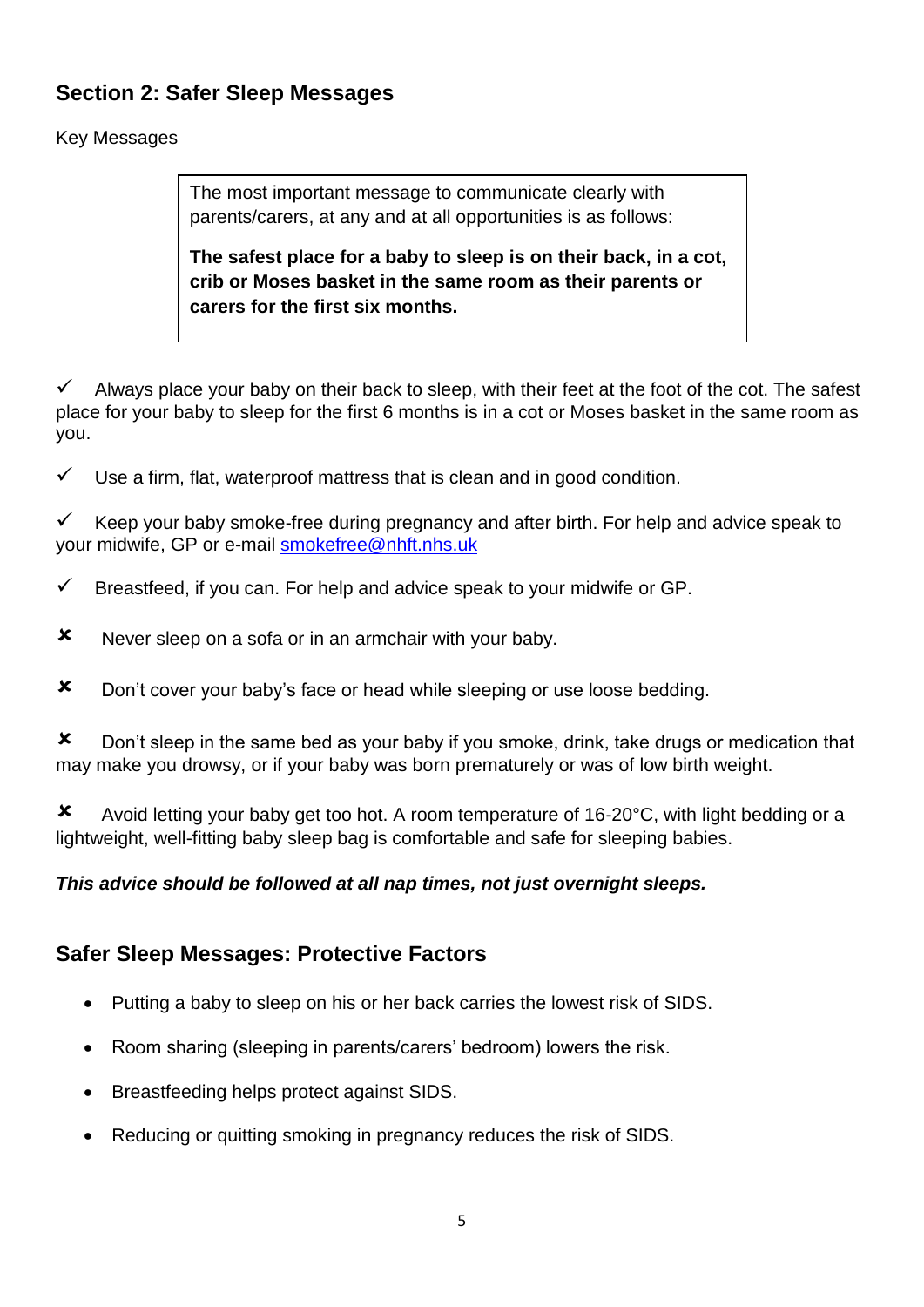## Section 2: Safer Sleep Messages

Key Messages

> The most important message to communicate clearly with parents/carers, at any and at all opportunities is as follows:
>
> **The safest place for a baby to sleep is on their back, in a cot, crib or Moses basket in the same room as their parents or carers for the first six months.**

✓ Always place your baby on their back to sleep, with their feet at the foot of the cot. The safest place for your baby to sleep for the first 6 months is in a cot or Moses basket in the same room as you.

✓ Use a firm, flat, waterproof mattress that is clean and in good condition.

✓ Keep your baby smoke-free during pregnancy and after birth. For help and advice speak to your midwife, GP or e-mail smokefree@nhft.nhs.uk

✓ Breastfeed, if you can. For help and advice speak to your midwife or GP.

✘ Never sleep on a sofa or in an armchair with your baby.

✘ Don't cover your baby's face or head while sleeping or use loose bedding.

✘ Don't sleep in the same bed as your baby if you smoke, drink, take drugs or medication that may make you drowsy, or if your baby was born prematurely or was of low birth weight.

✘ Avoid letting your baby get too hot. A room temperature of 16-20°C, with light bedding or a lightweight, well-fitting baby sleep bag is comfortable and safe for sleeping babies.

***This advice should be followed at all nap times, not just overnight sleeps.***

## Safer Sleep Messages: Protective Factors

- Putting a baby to sleep on his or her back carries the lowest risk of SIDS.
- Room sharing (sleeping in parents/carers' bedroom) lowers the risk.
- Breastfeeding helps protect against SIDS.
- Reducing or quitting smoking in pregnancy reduces the risk of SIDS.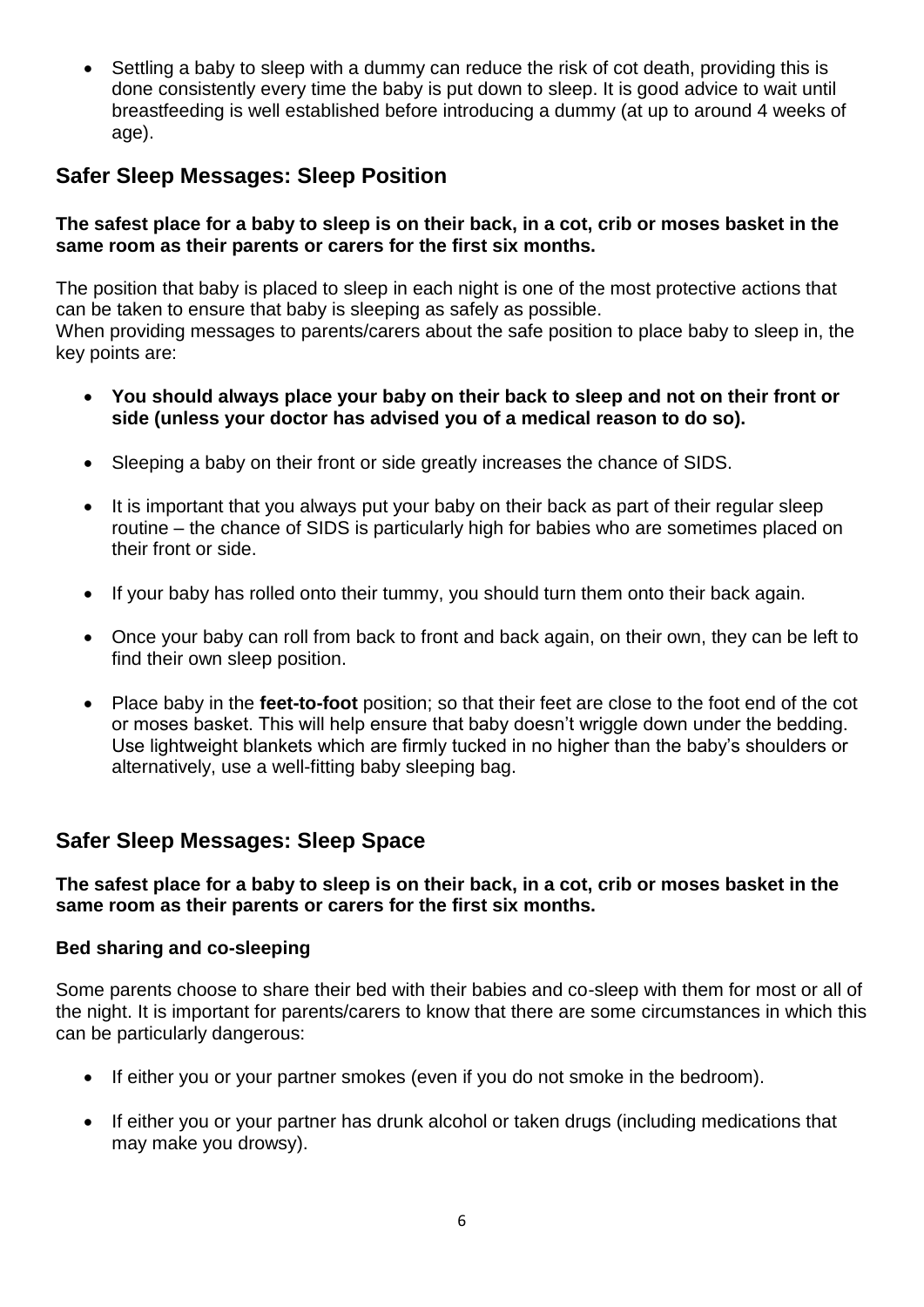- Settling a baby to sleep with a dummy can reduce the risk of cot death, providing this is done consistently every time the baby is put down to sleep. It is good advice to wait until breastfeeding is well established before introducing a dummy (at up to around 4 weeks of age).

## Safer Sleep Messages: Sleep Position

**The safest place for a baby to sleep is on their back, in a cot, crib or moses basket in the same room as their parents or carers for the first six months.**

The position that baby is placed to sleep in each night is one of the most protective actions that can be taken to ensure that baby is sleeping as safely as possible.
When providing messages to parents/carers about the safe position to place baby to sleep in, the key points are:

- **You should always place your baby on their back to sleep and not on their front or side (unless your doctor has advised you of a medical reason to do so).**
- Sleeping a baby on their front or side greatly increases the chance of SIDS.
- It is important that you always put your baby on their back as part of their regular sleep routine – the chance of SIDS is particularly high for babies who are sometimes placed on their front or side.
- If your baby has rolled onto their tummy, you should turn them onto their back again.
- Once your baby can roll from back to front and back again, on their own, they can be left to find their own sleep position.
- Place baby in the **feet-to-foot** position; so that their feet are close to the foot end of the cot or moses basket. This will help ensure that baby doesn't wriggle down under the bedding. Use lightweight blankets which are firmly tucked in no higher than the baby's shoulders or alternatively, use a well-fitting baby sleeping bag.

## Safer Sleep Messages: Sleep Space

**The safest place for a baby to sleep is on their back, in a cot, crib or moses basket in the same room as their parents or carers for the first six months.**

### Bed sharing and co-sleeping

Some parents choose to share their bed with their babies and co-sleep with them for most or all of the night. It is important for parents/carers to know that there are some circumstances in which this can be particularly dangerous:

- If either you or your partner smokes (even if you do not smoke in the bedroom).
- If either you or your partner has drunk alcohol or taken drugs (including medications that may make you drowsy).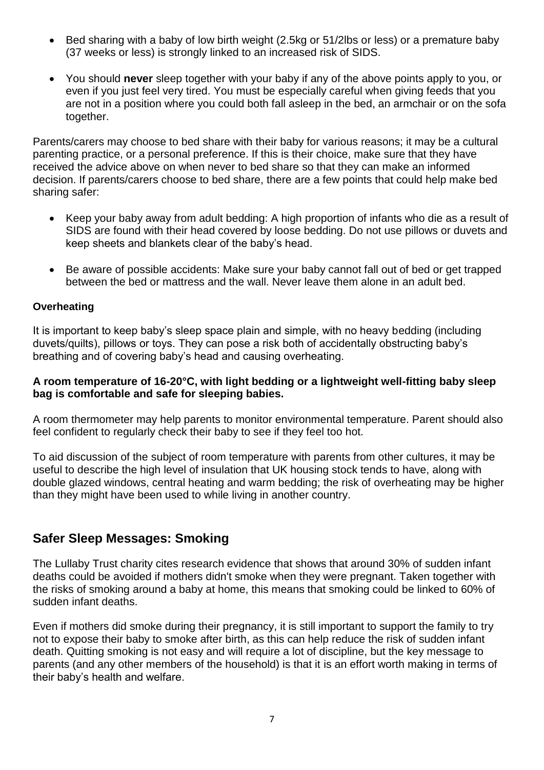- Bed sharing with a baby of low birth weight (2.5kg or 51/2lbs or less) or a premature baby (37 weeks or less) is strongly linked to an increased risk of SIDS.
- You should **never** sleep together with your baby if any of the above points apply to you, or even if you just feel very tired. You must be especially careful when giving feeds that you are not in a position where you could both fall asleep in the bed, an armchair or on the sofa together.

Parents/carers may choose to bed share with their baby for various reasons; it may be a cultural parenting practice, or a personal preference. If this is their choice, make sure that they have received the advice above on when never to bed share so that they can make an informed decision. If parents/carers choose to bed share, there are a few points that could help make bed sharing safer:

- Keep your baby away from adult bedding: A high proportion of infants who die as a result of SIDS are found with their head covered by loose bedding. Do not use pillows or duvets and keep sheets and blankets clear of the baby's head.
- Be aware of possible accidents: Make sure your baby cannot fall out of bed or get trapped between the bed or mattress and the wall. Never leave them alone in an adult bed.

**Overheating**

It is important to keep baby's sleep space plain and simple, with no heavy bedding (including duvets/quilts), pillows or toys. They can pose a risk both of accidentally obstructing baby's breathing and of covering baby's head and causing overheating.

**A room temperature of 16-20°C, with light bedding or a lightweight well-fitting baby sleep bag is comfortable and safe for sleeping babies.**

A room thermometer may help parents to monitor environmental temperature. Parent should also feel confident to regularly check their baby to see if they feel too hot.

To aid discussion of the subject of room temperature with parents from other cultures, it may be useful to describe the high level of insulation that UK housing stock tends to have, along with double glazed windows, central heating and warm bedding; the risk of overheating may be higher than they might have been used to while living in another country.

## Safer Sleep Messages: Smoking

The Lullaby Trust charity cites research evidence that shows that around 30% of sudden infant deaths could be avoided if mothers didn't smoke when they were pregnant. Taken together with the risks of smoking around a baby at home, this means that smoking could be linked to 60% of sudden infant deaths.

Even if mothers did smoke during their pregnancy, it is still important to support the family to try not to expose their baby to smoke after birth, as this can help reduce the risk of sudden infant death. Quitting smoking is not easy and will require a lot of discipline, but the key message to parents (and any other members of the household) is that it is an effort worth making in terms of their baby's health and welfare.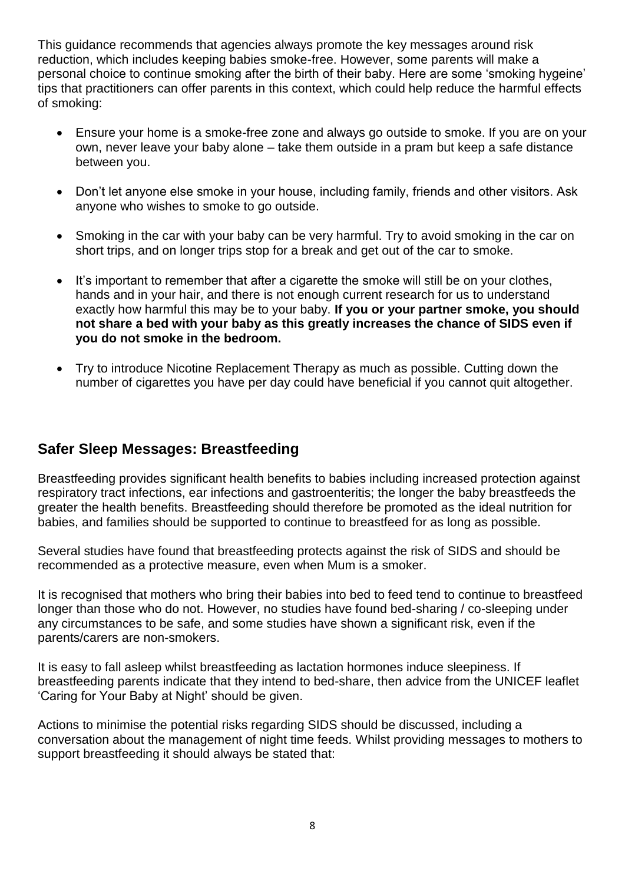This guidance recommends that agencies always promote the key messages around risk reduction, which includes keeping babies smoke-free. However, some parents will make a personal choice to continue smoking after the birth of their baby. Here are some 'smoking hygeine' tips that practitioners can offer parents in this context, which could help reduce the harmful effects of smoking:

- Ensure your home is a smoke-free zone and always go outside to smoke. If you are on your own, never leave your baby alone – take them outside in a pram but keep a safe distance between you.
- Don't let anyone else smoke in your house, including family, friends and other visitors. Ask anyone who wishes to smoke to go outside.
- Smoking in the car with your baby can be very harmful. Try to avoid smoking in the car on short trips, and on longer trips stop for a break and get out of the car to smoke.
- It's important to remember that after a cigarette the smoke will still be on your clothes, hands and in your hair, and there is not enough current research for us to understand exactly how harmful this may be to your baby. **If you or your partner smoke, you should not share a bed with your baby as this greatly increases the chance of SIDS even if you do not smoke in the bedroom.**
- Try to introduce Nicotine Replacement Therapy as much as possible. Cutting down the number of cigarettes you have per day could have beneficial if you cannot quit altogether.

## Safer Sleep Messages: Breastfeeding

Breastfeeding provides significant health benefits to babies including increased protection against respiratory tract infections, ear infections and gastroenteritis; the longer the baby breastfeeds the greater the health benefits. Breastfeeding should therefore be promoted as the ideal nutrition for babies, and families should be supported to continue to breastfeed for as long as possible.

Several studies have found that breastfeeding protects against the risk of SIDS and should be recommended as a protective measure, even when Mum is a smoker.

It is recognised that mothers who bring their babies into bed to feed tend to continue to breastfeed longer than those who do not. However, no studies have found bed-sharing / co-sleeping under any circumstances to be safe, and some studies have shown a significant risk, even if the parents/carers are non-smokers.

It is easy to fall asleep whilst breastfeeding as lactation hormones induce sleepiness. If breastfeeding parents indicate that they intend to bed-share, then advice from the UNICEF leaflet 'Caring for Your Baby at Night' should be given.

Actions to minimise the potential risks regarding SIDS should be discussed, including a conversation about the management of night time feeds. Whilst providing messages to mothers to support breastfeeding it should always be stated that: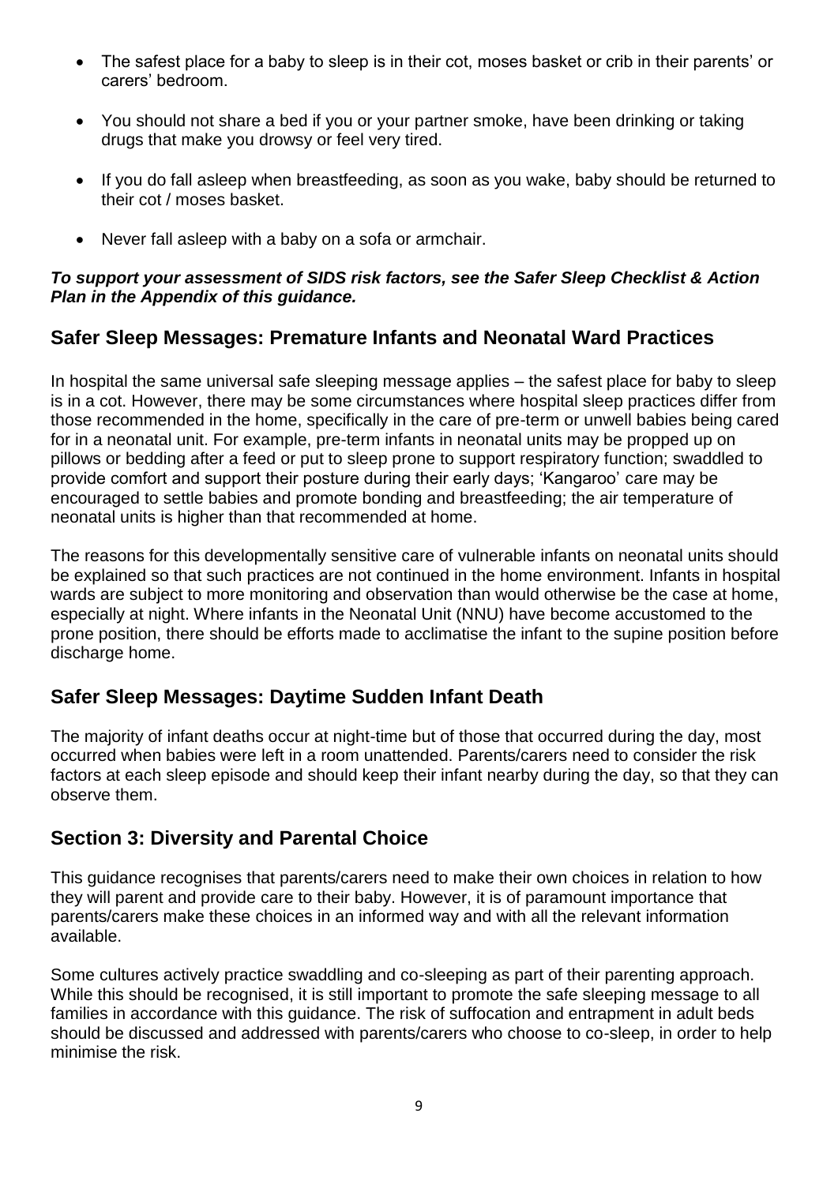- The safest place for a baby to sleep is in their cot, moses basket or crib in their parents' or carers' bedroom.
- You should not share a bed if you or your partner smoke, have been drinking or taking drugs that make you drowsy or feel very tired.
- If you do fall asleep when breastfeeding, as soon as you wake, baby should be returned to their cot / moses basket.
- Never fall asleep with a baby on a sofa or armchair.

***To support your assessment of SIDS risk factors, see the Safer Sleep Checklist & Action Plan in the Appendix of this guidance.***

## Safer Sleep Messages: Premature Infants and Neonatal Ward Practices

In hospital the same universal safe sleeping message applies – the safest place for baby to sleep is in a cot. However, there may be some circumstances where hospital sleep practices differ from those recommended in the home, specifically in the care of pre-term or unwell babies being cared for in a neonatal unit. For example, pre-term infants in neonatal units may be propped up on pillows or bedding after a feed or put to sleep prone to support respiratory function; swaddled to provide comfort and support their posture during their early days; 'Kangaroo' care may be encouraged to settle babies and promote bonding and breastfeeding; the air temperature of neonatal units is higher than that recommended at home.

The reasons for this developmentally sensitive care of vulnerable infants on neonatal units should be explained so that such practices are not continued in the home environment. Infants in hospital wards are subject to more monitoring and observation than would otherwise be the case at home, especially at night. Where infants in the Neonatal Unit (NNU) have become accustomed to the prone position, there should be efforts made to acclimatise the infant to the supine position before discharge home.

## Safer Sleep Messages: Daytime Sudden Infant Death

The majority of infant deaths occur at night-time but of those that occurred during the day, most occurred when babies were left in a room unattended. Parents/carers need to consider the risk factors at each sleep episode and should keep their infant nearby during the day, so that they can observe them.

## Section 3: Diversity and Parental Choice

This guidance recognises that parents/carers need to make their own choices in relation to how they will parent and provide care to their baby. However, it is of paramount importance that parents/carers make these choices in an informed way and with all the relevant information available.

Some cultures actively practice swaddling and co-sleeping as part of their parenting approach. While this should be recognised, it is still important to promote the safe sleeping message to all families in accordance with this guidance. The risk of suffocation and entrapment in adult beds should be discussed and addressed with parents/carers who choose to co-sleep, in order to help minimise the risk.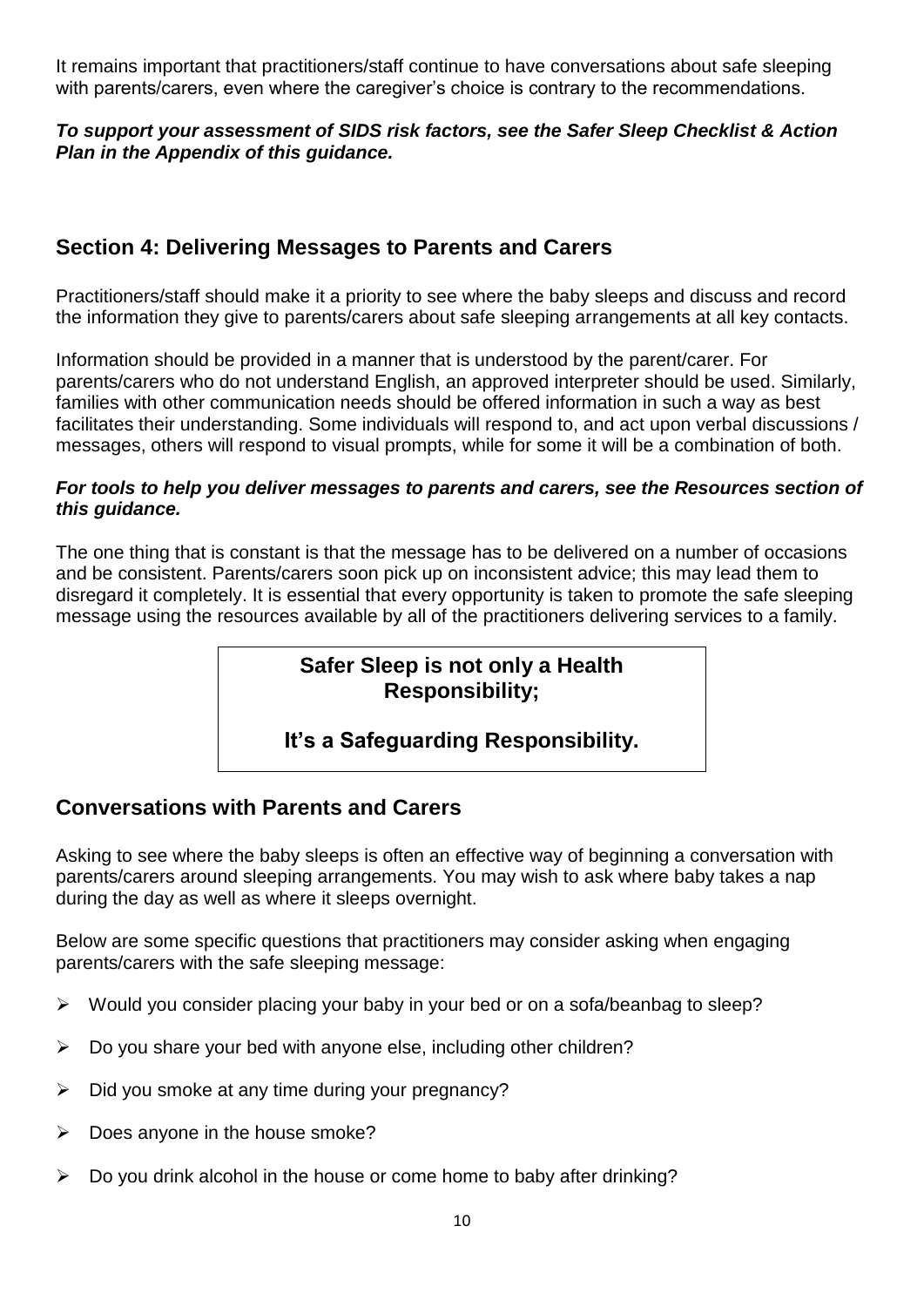It remains important that practitioners/staff continue to have conversations about safe sleeping with parents/carers, even where the caregiver's choice is contrary to the recommendations.

***To support your assessment of SIDS risk factors, see the Safer Sleep Checklist & Action Plan in the Appendix of this guidance.***

## Section 4: Delivering Messages to Parents and Carers

Practitioners/staff should make it a priority to see where the baby sleeps and discuss and record the information they give to parents/carers about safe sleeping arrangements at all key contacts.

Information should be provided in a manner that is understood by the parent/carer. For parents/carers who do not understand English, an approved interpreter should be used. Similarly, families with other communication needs should be offered information in such a way as best facilitates their understanding. Some individuals will respond to, and act upon verbal discussions / messages, others will respond to visual prompts, while for some it will be a combination of both.

***For tools to help you deliver messages to parents and carers, see the Resources section of this guidance.***

The one thing that is constant is that the message has to be delivered on a number of occasions and be consistent. Parents/carers soon pick up on inconsistent advice; this may lead them to disregard it completely. It is essential that every opportunity is taken to promote the safe sleeping message using the resources available by all of the practitioners delivering services to a family.

**Safer Sleep is not only a Health Responsibility;**

**It's a Safeguarding Responsibility.**

## Conversations with Parents and Carers

Asking to see where the baby sleeps is often an effective way of beginning a conversation with parents/carers around sleeping arrangements. You may wish to ask where baby takes a nap during the day as well as where it sleeps overnight.

Below are some specific questions that practitioners may consider asking when engaging parents/carers with the safe sleeping message:

- Would you consider placing your baby in your bed or on a sofa/beanbag to sleep?
- Do you share your bed with anyone else, including other children?
- Did you smoke at any time during your pregnancy?
- Does anyone in the house smoke?
- Do you drink alcohol in the house or come home to baby after drinking?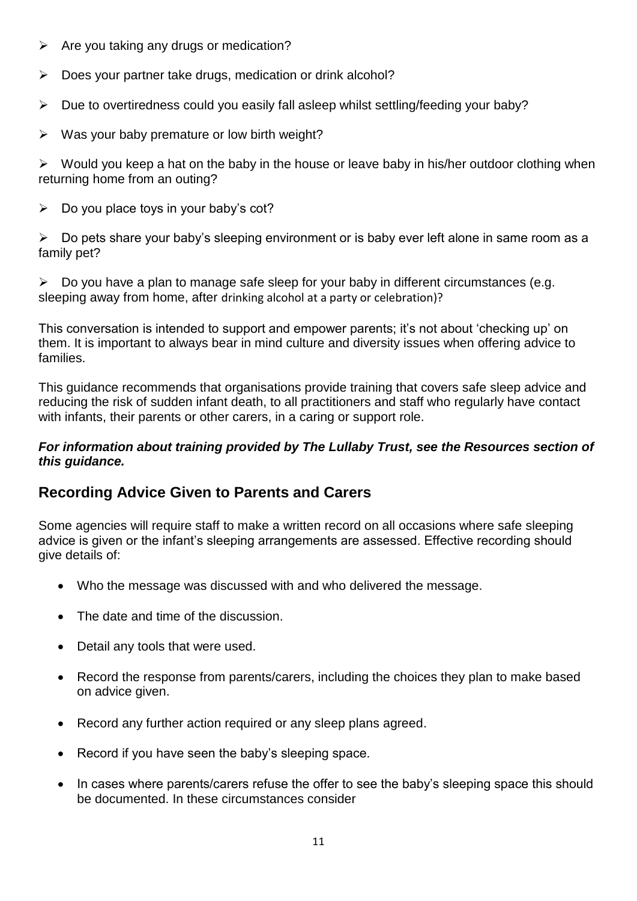- Are you taking any drugs or medication?
- Does your partner take drugs, medication or drink alcohol?
- Due to overtiredness could you easily fall asleep whilst settling/feeding your baby?
- Was your baby premature or low birth weight?
- Would you keep a hat on the baby in the house or leave baby in his/her outdoor clothing when returning home from an outing?
- Do you place toys in your baby's cot?
- Do pets share your baby's sleeping environment or is baby ever left alone in same room as a family pet?
- Do you have a plan to manage safe sleep for your baby in different circumstances (e.g. sleeping away from home, after drinking alcohol at a party or celebration)?

This conversation is intended to support and empower parents; it's not about 'checking up' on them. It is important to always bear in mind culture and diversity issues when offering advice to families.

This guidance recommends that organisations provide training that covers safe sleep advice and reducing the risk of sudden infant death, to all practitioners and staff who regularly have contact with infants, their parents or other carers, in a caring or support role.

***For information about training provided by The Lullaby Trust, see the Resources section of this guidance.***

## Recording Advice Given to Parents and Carers

Some agencies will require staff to make a written record on all occasions where safe sleeping advice is given or the infant's sleeping arrangements are assessed. Effective recording should give details of:

- Who the message was discussed with and who delivered the message.
- The date and time of the discussion.
- Detail any tools that were used.
- Record the response from parents/carers, including the choices they plan to make based on advice given.
- Record any further action required or any sleep plans agreed.
- Record if you have seen the baby's sleeping space.
- In cases where parents/carers refuse the offer to see the baby's sleeping space this should be documented. In these circumstances consider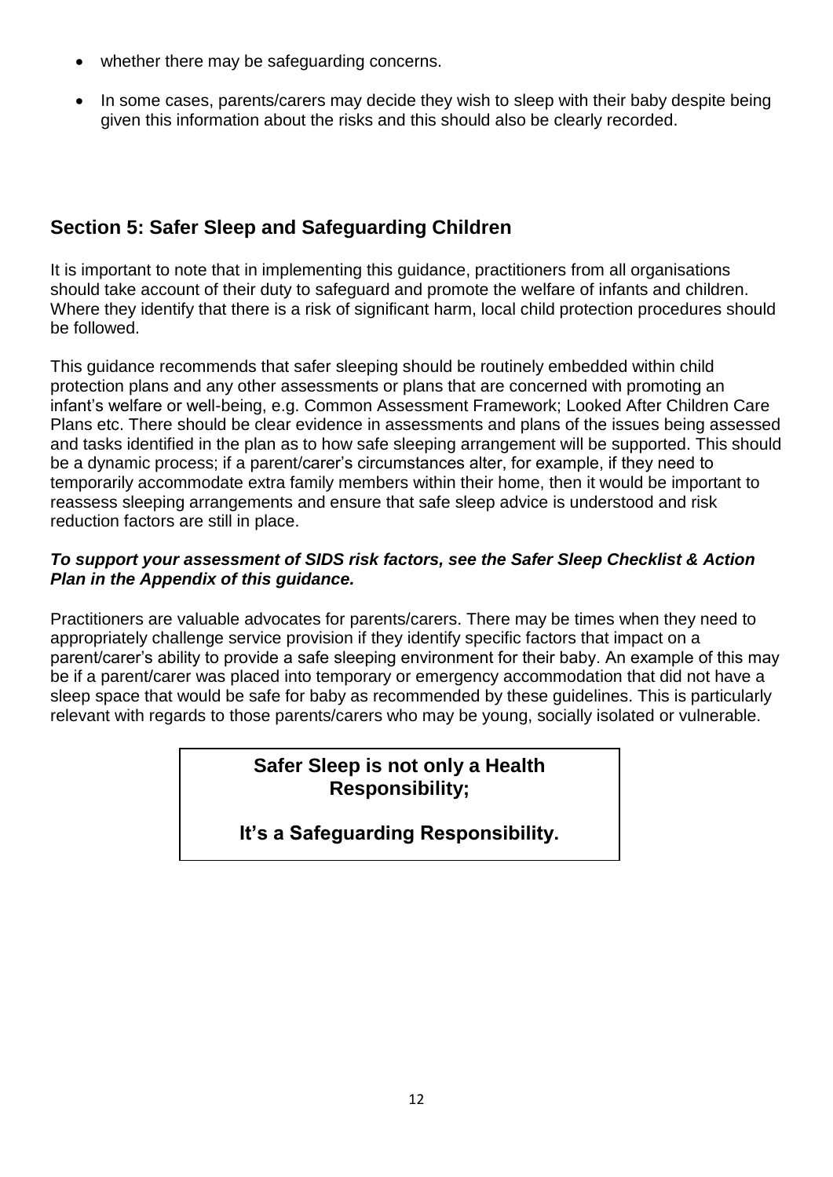- whether there may be safeguarding concerns.
- In some cases, parents/carers may decide they wish to sleep with their baby despite being given this information about the risks and this should also be clearly recorded.

## Section 5: Safer Sleep and Safeguarding Children

It is important to note that in implementing this guidance, practitioners from all organisations should take account of their duty to safeguard and promote the welfare of infants and children. Where they identify that there is a risk of significant harm, local child protection procedures should be followed.

This guidance recommends that safer sleeping should be routinely embedded within child protection plans and any other assessments or plans that are concerned with promoting an infant's welfare or well-being, e.g. Common Assessment Framework; Looked After Children Care Plans etc. There should be clear evidence in assessments and plans of the issues being assessed and tasks identified in the plan as to how safe sleeping arrangement will be supported. This should be a dynamic process; if a parent/carer's circumstances alter, for example, if they need to temporarily accommodate extra family members within their home, then it would be important to reassess sleeping arrangements and ensure that safe sleep advice is understood and risk reduction factors are still in place.

***To support your assessment of SIDS risk factors, see the Safer Sleep Checklist & Action Plan in the Appendix of this guidance.***

Practitioners are valuable advocates for parents/carers. There may be times when they need to appropriately challenge service provision if they identify specific factors that impact on a parent/carer's ability to provide a safe sleeping environment for their baby. An example of this may be if a parent/carer was placed into temporary or emergency accommodation that did not have a sleep space that would be safe for baby as recommended by these guidelines. This is particularly relevant with regards to those parents/carers who may be young, socially isolated or vulnerable.

**Safer Sleep is not only a Health Responsibility;**

**It's a Safeguarding Responsibility.**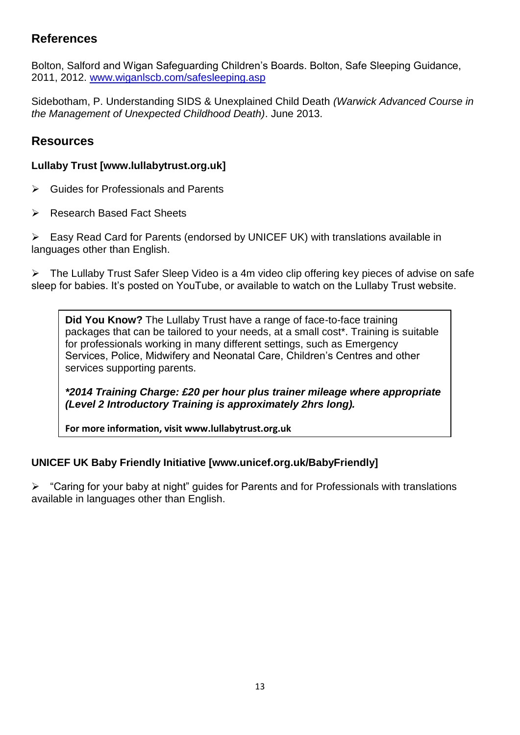## References

Bolton, Salford and Wigan Safeguarding Children's Boards. Bolton, Safe Sleeping Guidance, 2011, 2012. [www.wiganlscb.com/safesleeping.asp](www.wiganlscb.com/safesleeping.asp)

Sidebotham, P. Understanding SIDS & Unexplained Child Death *(Warwick Advanced Course in the Management of Unexpected Childhood Death)*. June 2013.

## Resources

**Lullaby Trust [www.lullabytrust.org.uk]**

- Guides for Professionals and Parents
- Research Based Fact Sheets
- Easy Read Card for Parents (endorsed by UNICEF UK) with translations available in languages other than English.
- The Lullaby Trust Safer Sleep Video is a 4m video clip offering key pieces of advise on safe sleep for babies. It's posted on YouTube, or available to watch on the Lullaby Trust website.

> **Did You Know?** The Lullaby Trust have a range of face-to-face training packages that can be tailored to your needs, at a small cost*. Training is suitable for professionals working in many different settings, such as Emergency Services, Police, Midwifery and Neonatal Care, Children's Centres and other services supporting parents.
>
> ***2014 Training Charge: £20 per hour plus trainer mileage where appropriate (Level 2 Introductory Training is approximately 2hrs long).***
>
> **For more information, visit www.lullabytrust.org.uk**

**UNICEF UK Baby Friendly Initiative [www.unicef.org.uk/BabyFriendly]**

- "Caring for your baby at night" guides for Parents and for Professionals with translations available in languages other than English.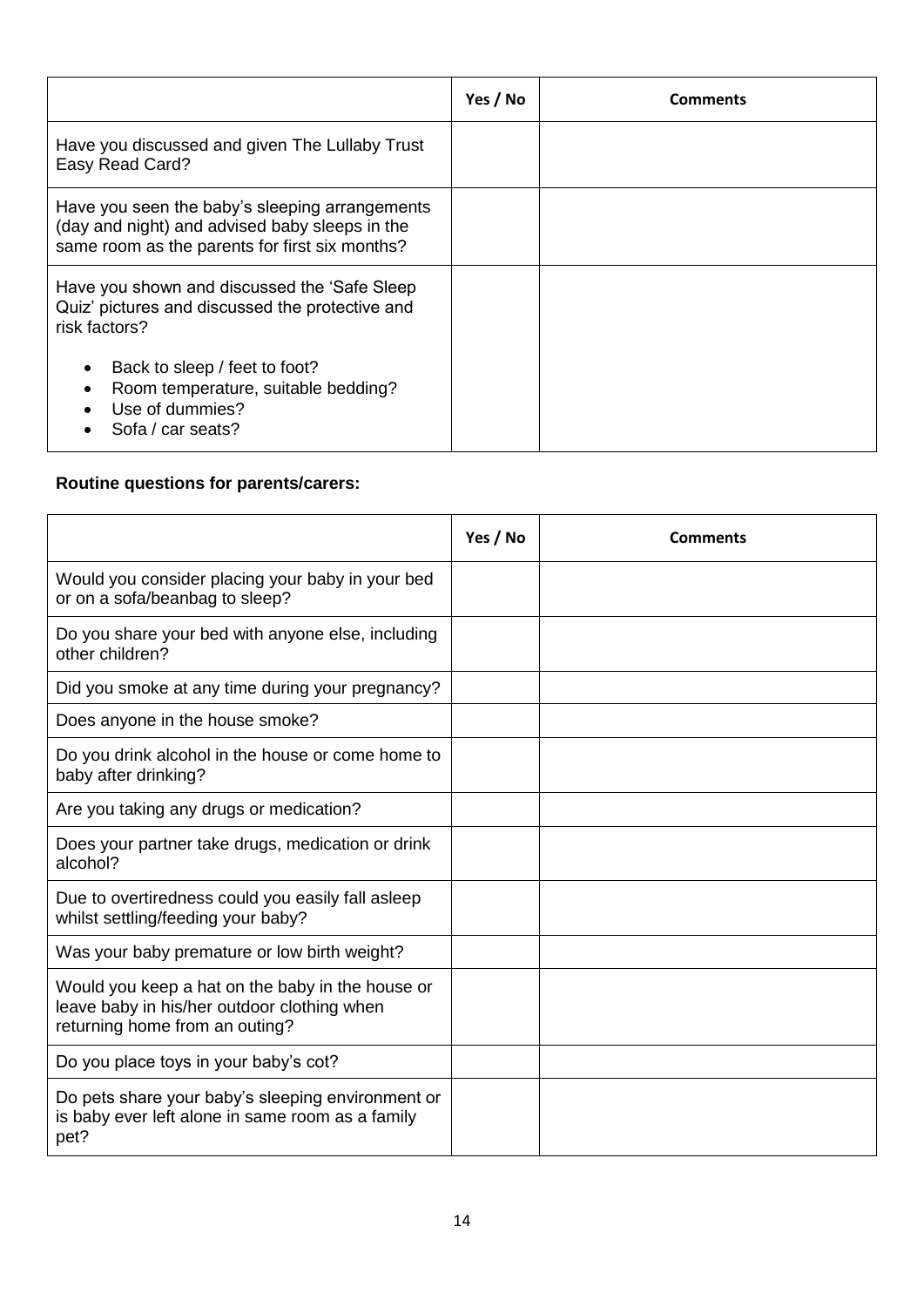| | Yes / No | Comments |
|---|---|---|
| Have you discussed and given The Lullaby Trust Easy Read Card? | | |
| Have you seen the baby's sleeping arrangements (day and night) and advised baby sleeps in the same room as the parents for first six months? | | |
| Have you shown and discussed the 'Safe Sleep Quiz' pictures and discussed the protective and risk factors?<br>• Back to sleep / feet to foot?<br>• Room temperature, suitable bedding?<br>• Use of dummies?<br>• Sofa / car seats? | | |

**Routine questions for parents/carers:**

| | Yes / No | Comments |
|---|---|---|
| Would you consider placing your baby in your bed or on a sofa/beanbag to sleep? | | |
| Do you share your bed with anyone else, including other children? | | |
| Did you smoke at any time during your pregnancy? | | |
| Does anyone in the house smoke? | | |
| Do you drink alcohol in the house or come home to baby after drinking? | | |
| Are you taking any drugs or medication? | | |
| Does your partner take drugs, medication or drink alcohol? | | |
| Due to overtiredness could you easily fall asleep whilst settling/feeding your baby? | | |
| Was your baby premature or low birth weight? | | |
| Would you keep a hat on the baby in the house or leave baby in his/her outdoor clothing when returning home from an outing? | | |
| Do you place toys in your baby's cot? | | |
| Do pets share your baby's sleeping environment or is baby ever left alone in same room as a family pet? | | |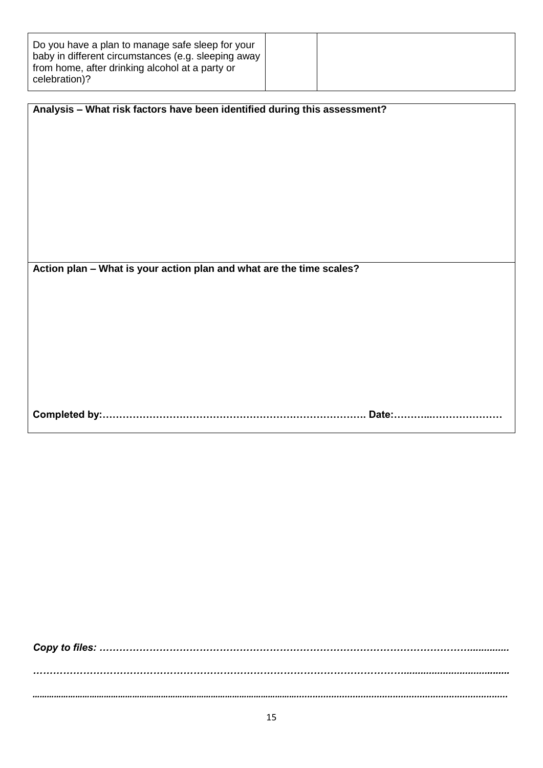| | | |
|---|---|---|
| Do you have a plan to manage safe sleep for your baby in different circumstances (e.g. sleeping away from home, after drinking alcohol at a party or celebration)? | | |

| |
|---|
| **Analysis – What risk factors have been identified during this assessment?** |
| **Action plan – What is your action plan and what are the time scales?**<br><br>**Completed by:……………………………………………………………………. Date:………..…………………** |

***Copy to files: ……………………………………………………………………………………………………….............***

***……………………………………………………………………………………………………….......................................***

***..........................................................................................................................................................................***